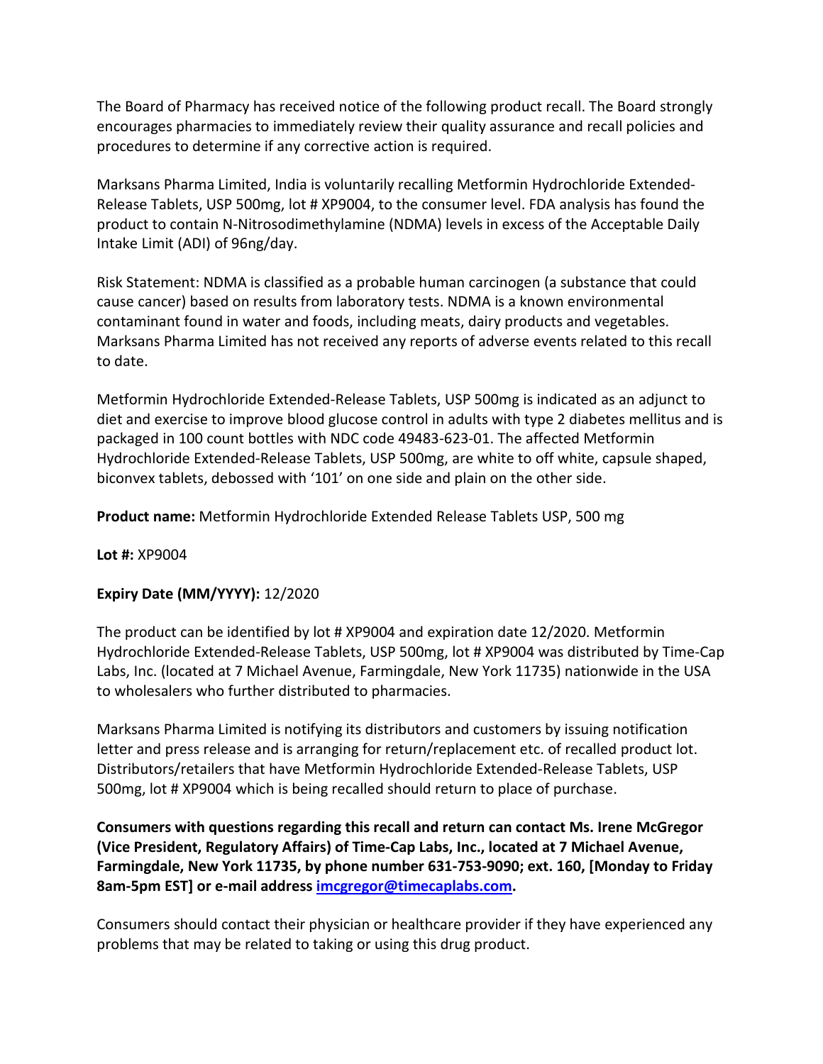The Board of Pharmacy has received notice of the following product recall. The Board strongly encourages pharmacies to immediately review their quality assurance and recall policies and procedures to determine if any corrective action is required.

Marksans Pharma Limited, India is voluntarily recalling Metformin Hydrochloride Extended-Release Tablets, USP 500mg, lot # XP9004, to the consumer level. FDA analysis has found the product to contain N-Nitrosodimethylamine (NDMA) levels in excess of the Acceptable Daily Intake Limit (ADI) of 96ng/day.

Risk Statement: NDMA is classified as a probable human carcinogen (a substance that could cause cancer) based on results from laboratory tests. NDMA is a known environmental contaminant found in water and foods, including meats, dairy products and vegetables. Marksans Pharma Limited has not received any reports of adverse events related to this recall to date.

Metformin Hydrochloride Extended-Release Tablets, USP 500mg is indicated as an adjunct to diet and exercise to improve blood glucose control in adults with type 2 diabetes mellitus and is packaged in 100 count bottles with NDC code 49483-623-01. The affected Metformin Hydrochloride Extended-Release Tablets, USP 500mg, are white to off white, capsule shaped, biconvex tablets, debossed with '101' on one side and plain on the other side.

**Product name:** Metformin Hydrochloride Extended Release Tablets USP, 500 mg

**Lot #:** XP9004

**Expiry Date (MM/YYYY):** 12/2020

The product can be identified by lot # XP9004 and expiration date 12/2020. Metformin Hydrochloride Extended-Release Tablets, USP 500mg, lot # XP9004 was distributed by Time-Cap Labs, Inc. (located at 7 Michael Avenue, Farmingdale, New York 11735) nationwide in the USA to wholesalers who further distributed to pharmacies.

Marksans Pharma Limited is notifying its distributors and customers by issuing notification letter and press release and is arranging for return/replacement etc. of recalled product lot. Distributors/retailers that have Metformin Hydrochloride Extended-Release Tablets, USP 500mg, lot # XP9004 which is being recalled should return to place of purchase.

**Consumers with questions regarding this recall and return can contact Ms. Irene McGregor (Vice President, Regulatory Affairs) of Time-Cap Labs, Inc., located at 7 Michael Avenue, Farmingdale, New York 11735, by phone number 631-753-9090; ext. 160, [Monday to Friday 8am-5pm EST] or e-mail address imcgregor@timecaplabs.com.**

Consumers should contact their physician or healthcare provider if they have experienced any problems that may be related to taking or using this drug product.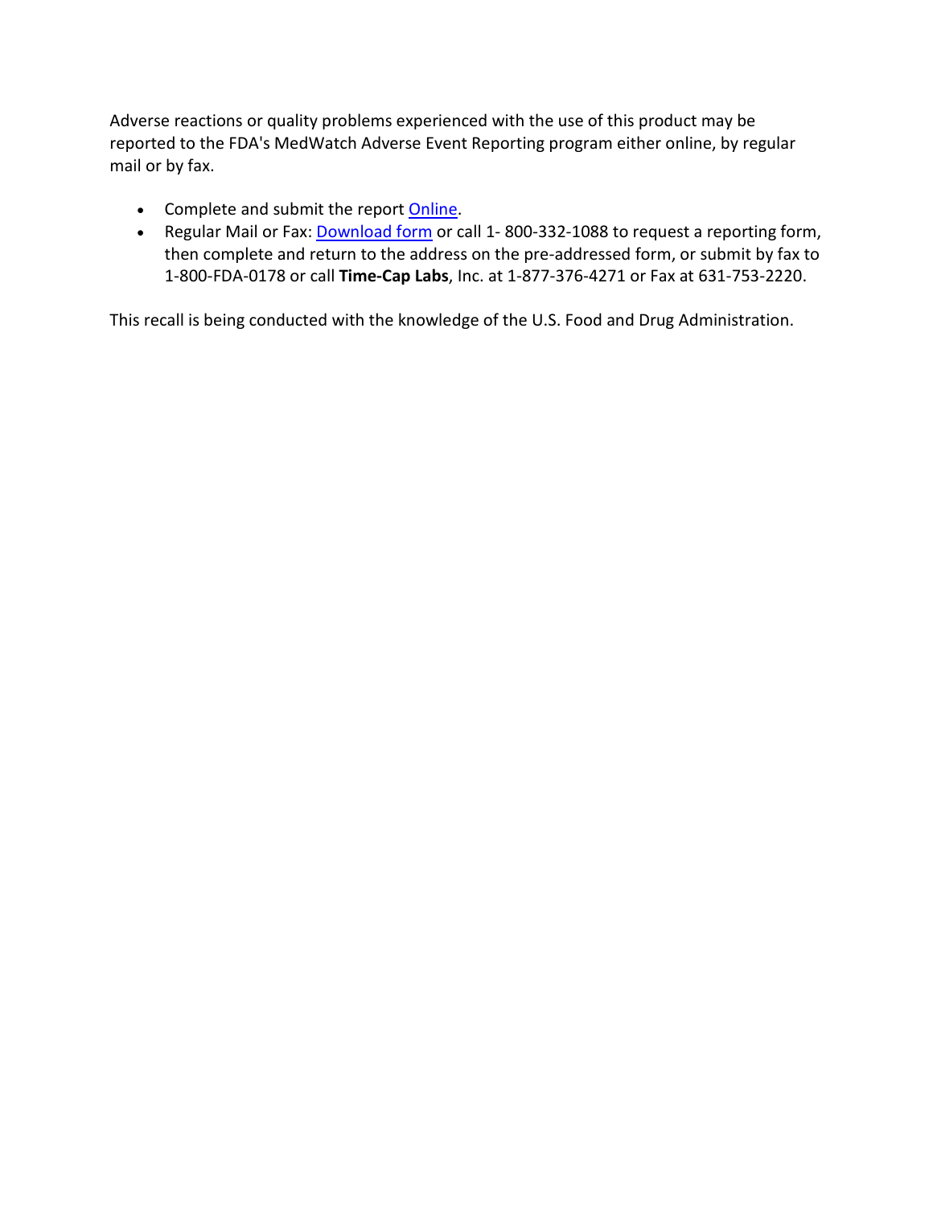Adverse reactions or quality problems experienced with the use of this product may be reported to the FDA's MedWatch Adverse Event Reporting program either online, by regular mail or by fax.

- Complete and submit the report Online.
- Regular Mail or Fax: Download form or call 1- 800-332-1088 to request a reporting form, then complete and return to the address on the pre-addressed form, or submit by fax to 1-800-FDA-0178 or call **Time-Cap Labs**, Inc. at 1-877-376-4271 or Fax at 631-753-2220.

This recall is being conducted with the knowledge of the U.S. Food and Drug Administration.